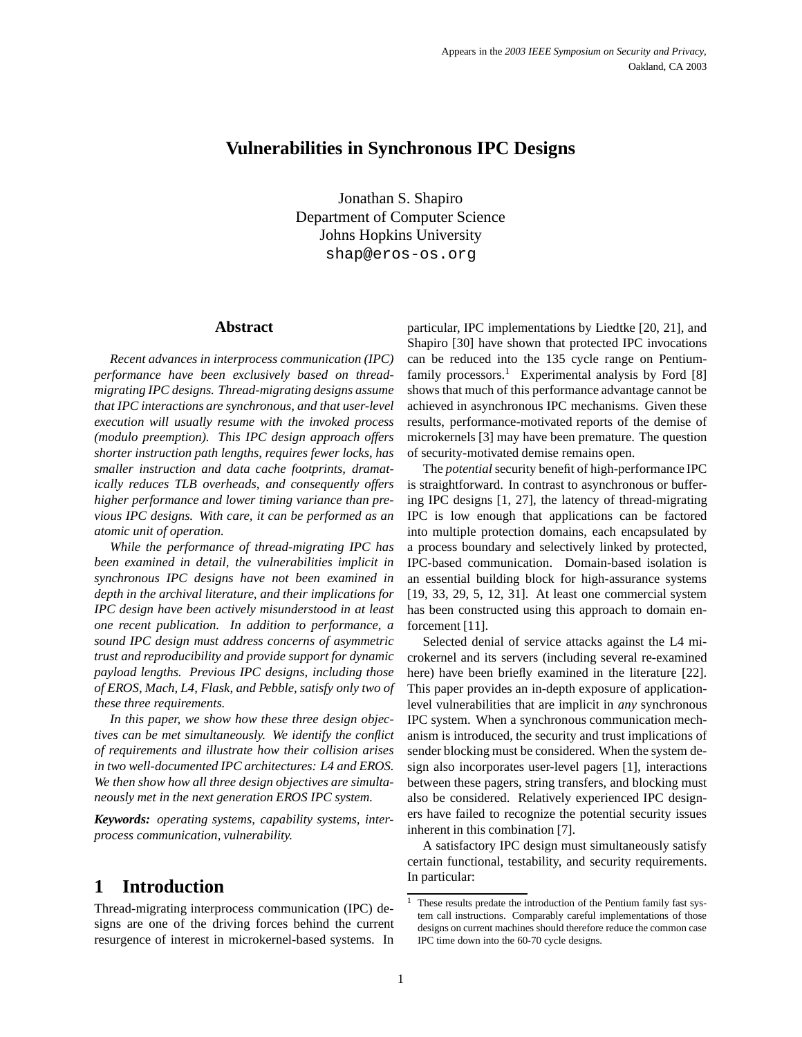Appears in the *2003 IEEE Symposium on Security and Privacy*, Oakland, CA 2003

# Vulnerabilities in Synchronous IPC Designs

Jonathan S. Shapiro
Department of Computer Science
Johns Hopkins University
shap@eros-os.org

## Abstract

*Recent advances in interprocess communication (IPC) performance have been exclusively based on thread-migrating IPC designs. Thread-migrating designs assume that IPC interactions are synchronous, and that user-level execution will usually resume with the invoked process (modulo preemption). This IPC design approach offers shorter instruction path lengths, requires fewer locks, has smaller instruction and data cache footprints, dramatically reduces TLB overheads, and consequently offers higher performance and lower timing variance than previous IPC designs. With care, it can be performed as an atomic unit of operation.*

*While the performance of thread-migrating IPC has been examined in detail, the vulnerabilities implicit in synchronous IPC designs have not been examined in depth in the archival literature, and their implications for IPC design have been actively misunderstood in at least one recent publication. In addition to performance, a sound IPC design must address concerns of asymmetric trust and reproducibility and provide support for dynamic payload lengths. Previous IPC designs, including those of EROS, Mach, L4, Flask, and Pebble, satisfy only two of these three requirements.*

*In this paper, we show how these three design objectives can be met simultaneously. We identify the conflict of requirements and illustrate how their collision arises in two well-documented IPC architectures: L4 and EROS. We then show how all three design objectives are simultaneously met in the next generation EROS IPC system.*

***Keywords:*** *operating systems, capability systems, interprocess communication, vulnerability.*

## 1 Introduction

Thread-migrating interprocess communication (IPC) designs are one of the driving forces behind the current resurgence of interest in microkernel-based systems. In particular, IPC implementations by Liedtke [20, 21], and Shapiro [30] have shown that protected IPC invocations can be reduced into the 135 cycle range on Pentium-family processors.[1] Experimental analysis by Ford [8] shows that much of this performance advantage cannot be achieved in asynchronous IPC mechanisms. Given these results, performance-motivated reports of the demise of microkernels [3] may have been premature. The question of security-motivated demise remains open.

The *potential* security benefit of high-performance IPC is straightforward. In contrast to asynchronous or buffering IPC designs [1, 27], the latency of thread-migrating IPC is low enough that applications can be factored into multiple protection domains, each encapsulated by a process boundary and selectively linked by protected, IPC-based communication. Domain-based isolation is an essential building block for high-assurance systems [19, 33, 29, 5, 12, 31]. At least one commercial system has been constructed using this approach to domain enforcement [11].

Selected denial of service attacks against the L4 microkernel and its servers (including several re-examined here) have been briefly examined in the literature [22]. This paper provides an in-depth exposure of application-level vulnerabilities that are implicit in *any* synchronous IPC system. When a synchronous communication mechanism is introduced, the security and trust implications of sender blocking must be considered. When the system design also incorporates user-level pagers [1], interactions between these pagers, string transfers, and blocking must also be considered. Relatively experienced IPC designers have failed to recognize the potential security issues inherent in this combination [7].

A satisfactory IPC design must simultaneously satisfy certain functional, testability, and security requirements. In particular:

[1] These results predate the introduction of the Pentium family fast system call instructions. Comparably careful implementations of those designs on current machines should therefore reduce the common case IPC time down into the 60-70 cycle designs.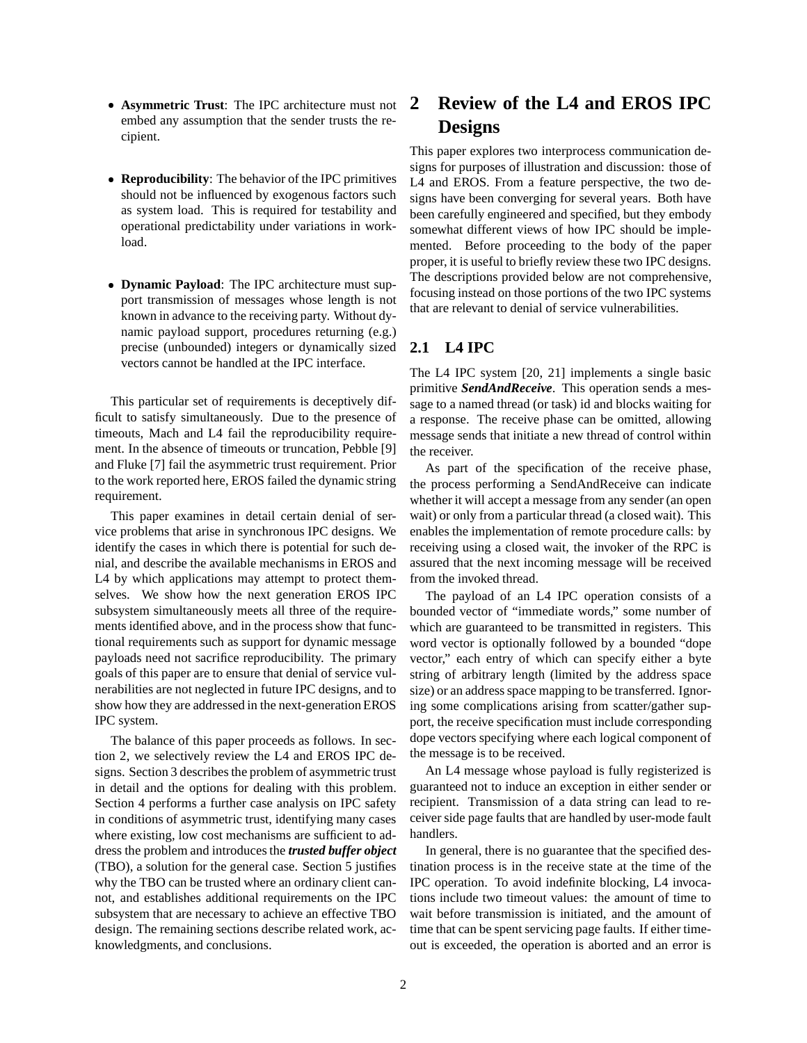- **Asymmetric Trust**: The IPC architecture must not embed any assumption that the sender trusts the recipient.

- **Reproducibility**: The behavior of the IPC primitives should not be influenced by exogenous factors such as system load. This is required for testability and operational predictability under variations in workload.

- **Dynamic Payload**: The IPC architecture must support transmission of messages whose length is not known in advance to the receiving party. Without dynamic payload support, procedures returning (e.g.) precise (unbounded) integers or dynamically sized vectors cannot be handled at the IPC interface.

This particular set of requirements is deceptively difficult to satisfy simultaneously. Due to the presence of timeouts, Mach and L4 fail the reproducibility requirement. In the absence of timeouts or truncation, Pebble [9] and Fluke [7] fail the asymmetric trust requirement. Prior to the work reported here, EROS failed the dynamic string requirement.

This paper examines in detail certain denial of service problems that arise in synchronous IPC designs. We identify the cases in which there is potential for such denial, and describe the available mechanisms in EROS and L4 by which applications may attempt to protect themselves. We show how the next generation EROS IPC subsystem simultaneously meets all three of the requirements identified above, and in the process show that functional requirements such as support for dynamic message payloads need not sacrifice reproducibility. The primary goals of this paper are to ensure that denial of service vulnerabilities are not neglected in future IPC designs, and to show how they are addressed in the next-generation EROS IPC system.

The balance of this paper proceeds as follows. In section 2, we selectively review the L4 and EROS IPC designs. Section 3 describes the problem of asymmetric trust in detail and the options for dealing with this problem. Section 4 performs a further case analysis on IPC safety in conditions of asymmetric trust, identifying many cases where existing, low cost mechanisms are sufficient to address the problem and introduces the ***trusted buffer object*** (TBO), a solution for the general case. Section 5 justifies why the TBO can be trusted where an ordinary client cannot, and establishes additional requirements on the IPC subsystem that are necessary to achieve an effective TBO design. The remaining sections describe related work, acknowledgments, and conclusions.

# 2 Review of the L4 and EROS IPC Designs

This paper explores two interprocess communication designs for purposes of illustration and discussion: those of L4 and EROS. From a feature perspective, the two designs have been converging for several years. Both have been carefully engineered and specified, but they embody somewhat different views of how IPC should be implemented. Before proceeding to the body of the paper proper, it is useful to briefly review these two IPC designs. The descriptions provided below are not comprehensive, focusing instead on those portions of the two IPC systems that are relevant to denial of service vulnerabilities.

## 2.1 L4 IPC

The L4 IPC system [20, 21] implements a single basic primitive ***SendAndReceive***. This operation sends a message to a named thread (or task) id and blocks waiting for a response. The receive phase can be omitted, allowing message sends that initiate a new thread of control within the receiver.

As part of the specification of the receive phase, the process performing a SendAndReceive can indicate whether it will accept a message from any sender (an open wait) or only from a particular thread (a closed wait). This enables the implementation of remote procedure calls: by receiving using a closed wait, the invoker of the RPC is assured that the next incoming message will be received from the invoked thread.

The payload of an L4 IPC operation consists of a bounded vector of "immediate words," some number of which are guaranteed to be transmitted in registers. This word vector is optionally followed by a bounded "dope vector," each entry of which can specify either a byte string of arbitrary length (limited by the address space size) or an address space mapping to be transferred. Ignoring some complications arising from scatter/gather support, the receive specification must include corresponding dope vectors specifying where each logical component of the message is to be received.

An L4 message whose payload is fully registerized is guaranteed not to induce an exception in either sender or recipient. Transmission of a data string can lead to receiver side page faults that are handled by user-mode fault handlers.

In general, there is no guarantee that the specified destination process is in the receive state at the time of the IPC operation. To avoid indefinite blocking, L4 invocations include two timeout values: the amount of time to wait before transmission is initiated, and the amount of time that can be spent servicing page faults. If either timeout is exceeded, the operation is aborted and an error is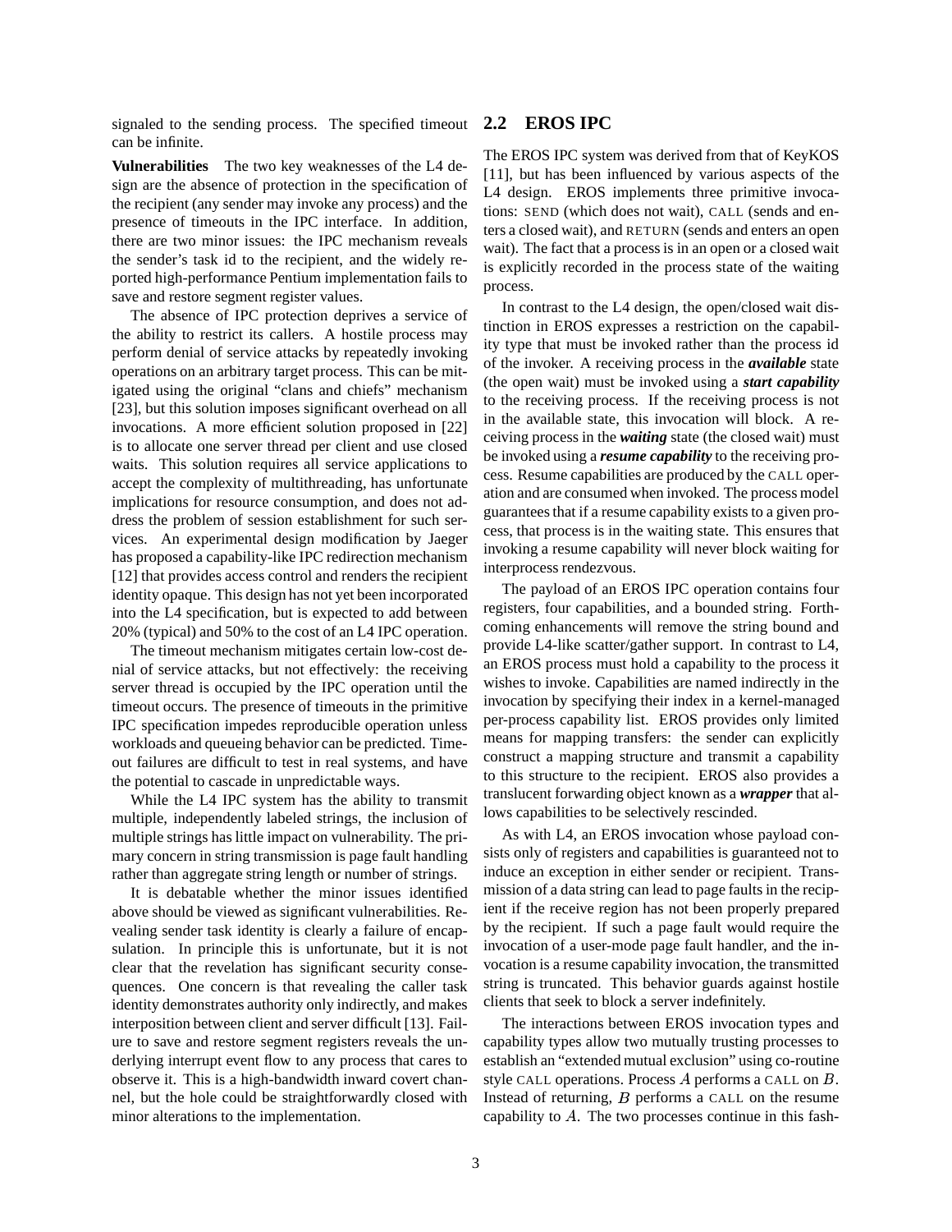signaled to the sending process. The specified timeout can be infinite.

**Vulnerabilities** The two key weaknesses of the L4 design are the absence of protection in the specification of the recipient (any sender may invoke any process) and the presence of timeouts in the IPC interface. In addition, there are two minor issues: the IPC mechanism reveals the sender's task id to the recipient, and the widely reported high-performance Pentium implementation fails to save and restore segment register values.

The absence of IPC protection deprives a service of the ability to restrict its callers. A hostile process may perform denial of service attacks by repeatedly invoking operations on an arbitrary target process. This can be mitigated using the original "clans and chiefs" mechanism [23], but this solution imposes significant overhead on all invocations. A more efficient solution proposed in [22] is to allocate one server thread per client and use closed waits. This solution requires all service applications to accept the complexity of multithreading, has unfortunate implications for resource consumption, and does not address the problem of session establishment for such services. An experimental design modification by Jaeger has proposed a capability-like IPC redirection mechanism [12] that provides access control and renders the recipient identity opaque. This design has not yet been incorporated into the L4 specification, but is expected to add between 20% (typical) and 50% to the cost of an L4 IPC operation.

The timeout mechanism mitigates certain low-cost denial of service attacks, but not effectively: the receiving server thread is occupied by the IPC operation until the timeout occurs. The presence of timeouts in the primitive IPC specification impedes reproducible operation unless workloads and queueing behavior can be predicted. Timeout failures are difficult to test in real systems, and have the potential to cascade in unpredictable ways.

While the L4 IPC system has the ability to transmit multiple, independently labeled strings, the inclusion of multiple strings has little impact on vulnerability. The primary concern in string transmission is page fault handling rather than aggregate string length or number of strings.

It is debatable whether the minor issues identified above should be viewed as significant vulnerabilities. Revealing sender task identity is clearly a failure of encapsulation. In principle this is unfortunate, but it is not clear that the revelation has significant security consequences. One concern is that revealing the caller task identity demonstrates authority only indirectly, and makes interposition between client and server difficult [13]. Failure to save and restore segment registers reveals the underlying interrupt event flow to any process that cares to observe it. This is a high-bandwidth inward covert channel, but the hole could be straightforwardly closed with minor alterations to the implementation.

## 2.2 EROS IPC

The EROS IPC system was derived from that of KeyKOS [11], but has been influenced by various aspects of the L4 design. EROS implements three primitive invocations: SEND (which does not wait), CALL (sends and enters a closed wait), and RETURN (sends and enters an open wait). The fact that a process is in an open or a closed wait is explicitly recorded in the process state of the waiting process.

In contrast to the L4 design, the open/closed wait distinction in EROS expresses a restriction on the capability type that must be invoked rather than the process id of the invoker. A receiving process in the ***available*** state (the open wait) must be invoked using a ***start capability*** to the receiving process. If the receiving process is not in the available state, this invocation will block. A receiving process in the ***waiting*** state (the closed wait) must be invoked using a ***resume capability*** to the receiving process. Resume capabilities are produced by the CALL operation and are consumed when invoked. The process model guarantees that if a resume capability exists to a given process, that process is in the waiting state. This ensures that invoking a resume capability will never block waiting for interprocess rendezvous.

The payload of an EROS IPC operation contains four registers, four capabilities, and a bounded string. Forthcoming enhancements will remove the string bound and provide L4-like scatter/gather support. In contrast to L4, an EROS process must hold a capability to the process it wishes to invoke. Capabilities are named indirectly in the invocation by specifying their index in a kernel-managed per-process capability list. EROS provides only limited means for mapping transfers: the sender can explicitly construct a mapping structure and transmit a capability to this structure to the recipient. EROS also provides a translucent forwarding object known as a ***wrapper*** that allows capabilities to be selectively rescinded.

As with L4, an EROS invocation whose payload consists only of registers and capabilities is guaranteed not to induce an exception in either sender or recipient. Transmission of a data string can lead to page faults in the recipient if the receive region has not been properly prepared by the recipient. If such a page fault would require the invocation of a user-mode page fault handler, and the invocation is a resume capability invocation, the transmitted string is truncated. This behavior guards against hostile clients that seek to block a server indefinitely.

The interactions between EROS invocation types and capability types allow two mutually trusting processes to establish an "extended mutual exclusion" using co-routine style CALL operations. Process $A$ performs a CALL on $B$. Instead of returning, $B$ performs a CALL on the resume capability to $A$. The two processes continue in this fash-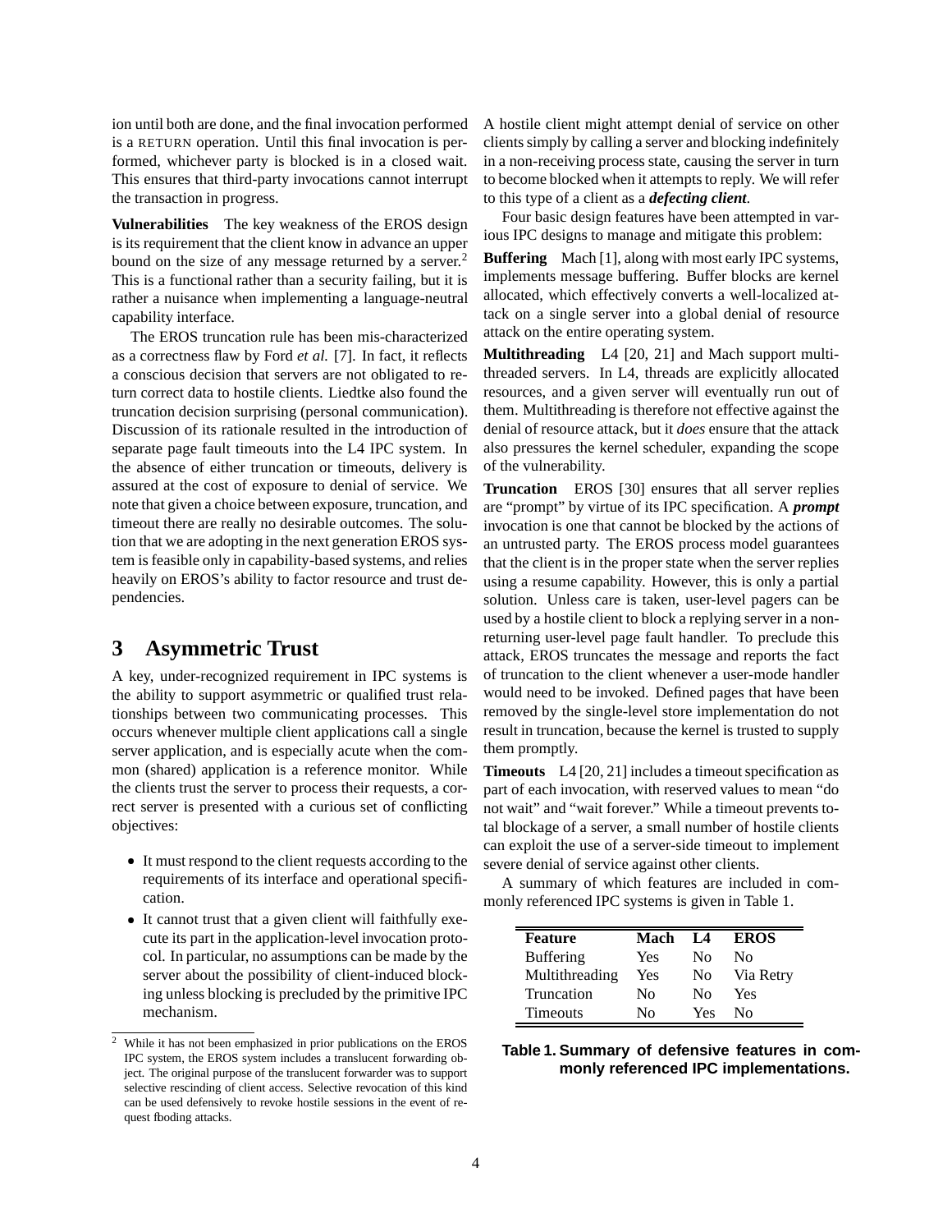ion until both are done, and the final invocation performed is a RETURN operation. Until this final invocation is performed, whichever party is blocked is in a closed wait. This ensures that third-party invocations cannot interrupt the transaction in progress.

**Vulnerabilities** The key weakness of the EROS design is its requirement that the client know in advance an upper bound on the size of any message returned by a server.[2] This is a functional rather than a security failing, but it is rather a nuisance when implementing a language-neutral capability interface.

The EROS truncation rule has been mis-characterized as a correctness flaw by Ford *et al.* [7]. In fact, it reflects a conscious decision that servers are not obligated to return correct data to hostile clients. Liedtke also found the truncation decision surprising (personal communication). Discussion of its rationale resulted in the introduction of separate page fault timeouts into the L4 IPC system. In the absence of either truncation or timeouts, delivery is assured at the cost of exposure to denial of service. We note that given a choice between exposure, truncation, and timeout there are really no desirable outcomes. The solution that we are adopting in the next generation EROS system is feasible only in capability-based systems, and relies heavily on EROS's ability to factor resource and trust dependencies.

# 3 Asymmetric Trust

A key, under-recognized requirement in IPC systems is the ability to support asymmetric or qualified trust relationships between two communicating processes. This occurs whenever multiple client applications call a single server application, and is especially acute when the common (shared) application is a reference monitor. While the clients trust the server to process their requests, a correct server is presented with a curious set of conflicting objectives:

- It must respond to the client requests according to the requirements of its interface and operational specification.
- It cannot trust that a given client will faithfully execute its part in the application-level invocation protocol. In particular, no assumptions can be made by the server about the possibility of client-induced blocking unless blocking is precluded by the primitive IPC mechanism.

A hostile client might attempt denial of service on other clients simply by calling a server and blocking indefinitely in a non-receiving process state, causing the server in turn to become blocked when it attempts to reply. We will refer to this type of a client as a ***defecting client***.

Four basic design features have been attempted in various IPC designs to manage and mitigate this problem:

**Buffering** Mach [1], along with most early IPC systems, implements message buffering. Buffer blocks are kernel allocated, which effectively converts a well-localized attack on a single server into a global denial of resource attack on the entire operating system.

**Multithreading** L4 [20, 21] and Mach support multithreaded servers. In L4, threads are explicitly allocated resources, and a given server will eventually run out of them. Multithreading is therefore not effective against the denial of resource attack, but it *does* ensure that the attack also pressures the kernel scheduler, expanding the scope of the vulnerability.

**Truncation** EROS [30] ensures that all server replies are "prompt" by virtue of its IPC specification. A ***prompt*** invocation is one that cannot be blocked by the actions of an untrusted party. The EROS process model guarantees that the client is in the proper state when the server replies using a resume capability. However, this is only a partial solution. Unless care is taken, user-level pagers can be used by a hostile client to block a replying server in a non-returning user-level page fault handler. To preclude this attack, EROS truncates the message and reports the fact of truncation to the client whenever a user-mode handler would need to be invoked. Defined pages that have been removed by the single-level store implementation do not result in truncation, because the kernel is trusted to supply them promptly.

**Timeouts** L4 [20, 21] includes a timeout specification as part of each invocation, with reserved values to mean "do not wait" and "wait forever." While a timeout prevents total blockage of a server, a small number of hostile clients can exploit the use of a server-side timeout to implement severe denial of service against other clients.

A summary of which features are included in commonly referenced IPC systems is given in Table 1.

| Feature | Mach | L4 | EROS |
|---|---|---|---|
| Buffering | Yes | No | No |
| Multithreading | Yes | No | Via Retry |
| Truncation | No | No | Yes |
| Timeouts | No | Yes | No |

**Table 1. Summary of defensive features in commonly referenced IPC implementations.**

[2] While it has not been emphasized in prior publications on the EROS IPC system, the EROS system includes a translucent forwarding object. The original purpose of the translucent forwarder was to support selective rescinding of client access. Selective revocation of this kind can be used defensively to revoke hostile sessions in the event of request flooding attacks.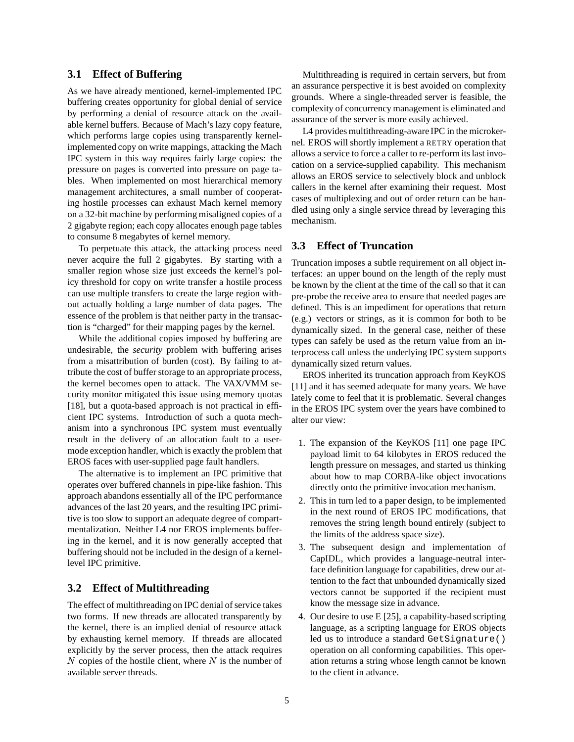### 3.1 Effect of Buffering

As we have already mentioned, kernel-implemented IPC buffering creates opportunity for global denial of service by performing a denial of resource attack on the available kernel buffers. Because of Mach's lazy copy feature, which performs large copies using transparently kernel-implemented copy on write mappings, attacking the Mach IPC system in this way requires fairly large copies: the pressure on pages is converted into pressure on page tables. When implemented on most hierarchical memory management architectures, a small number of cooperating hostile processes can exhaust Mach kernel memory on a 32-bit machine by performing misaligned copies of a 2 gigabyte region; each copy allocates enough page tables to consume 8 megabytes of kernel memory.

To perpetuate this attack, the attacking process need never acquire the full 2 gigabytes. By starting with a smaller region whose size just exceeds the kernel's policy threshold for copy on write transfer a hostile process can use multiple transfers to create the large region without actually holding a large number of data pages. The essence of the problem is that neither party in the transaction is "charged" for their mapping pages by the kernel.

While the additional copies imposed by buffering are undesirable, the *security* problem with buffering arises from a misattribution of burden (cost). By failing to attribute the cost of buffer storage to an appropriate process, the kernel becomes open to attack. The VAX/VMM security monitor mitigated this issue using memory quotas [18], but a quota-based approach is not practical in efficient IPC systems. Introduction of such a quota mechanism into a synchronous IPC system must eventually result in the delivery of an allocation fault to a user-mode exception handler, which is exactly the problem that EROS faces with user-supplied page fault handlers.

The alternative is to implement an IPC primitive that operates over buffered channels in pipe-like fashion. This approach abandons essentially all of the IPC performance advances of the last 20 years, and the resulting IPC primitive is too slow to support an adequate degree of compartmentalization. Neither L4 nor EROS implements buffering in the kernel, and it is now generally accepted that buffering should not be included in the design of a kernel-level IPC primitive.

### 3.2 Effect of Multithreading

The effect of multithreading on IPC denial of service takes two forms. If new threads are allocated transparently by the kernel, there is an implied denial of resource attack by exhausting kernel memory. If threads are allocated explicitly by the server process, then the attack requires $N$ copies of the hostile client, where $N$ is the number of available server threads.

Multithreading is required in certain servers, but from an assurance perspective it is best avoided on complexity grounds. Where a single-threaded server is feasible, the complexity of concurrency management is eliminated and assurance of the server is more easily achieved.

L4 provides multithreading-aware IPC in the microkernel. EROS will shortly implement a RETRY operation that allows a service to force a caller to re-perform its last invocation on a service-supplied capability. This mechanism allows an EROS service to selectively block and unblock callers in the kernel after examining their request. Most cases of multiplexing and out of order return can be handled using only a single service thread by leveraging this mechanism.

### 3.3 Effect of Truncation

Truncation imposes a subtle requirement on all object interfaces: an upper bound on the length of the reply must be known by the client at the time of the call so that it can pre-probe the receive area to ensure that needed pages are defined. This is an impediment for operations that return (e.g.) vectors or strings, as it is common for both to be dynamically sized. In the general case, neither of these types can safely be used as the return value from an interprocess call unless the underlying IPC system supports dynamically sized return values.

EROS inherited its truncation approach from KeyKOS [11] and it has seemed adequate for many years. We have lately come to feel that it is problematic. Several changes in the EROS IPC system over the years have combined to alter our view:

1. The expansion of the KeyKOS [11] one page IPC payload limit to 64 kilobytes in EROS reduced the length pressure on messages, and started us thinking about how to map CORBA-like object invocations directly onto the primitive invocation mechanism.
2. This in turn led to a paper design, to be implemented in the next round of EROS IPC modifications, that removes the string length bound entirely (subject to the limits of the address space size).
3. The subsequent design and implementation of CapIDL, which provides a language-neutral interface definition language for capabilities, drew our attention to the fact that unbounded dynamically sized vectors cannot be supported if the recipient must know the message size in advance.
4. Our desire to use E [25], a capability-based scripting language, as a scripting language for EROS objects led us to introduce a standard `GetSignature()` operation on all conforming capabilities. This operation returns a string whose length cannot be known to the client in advance.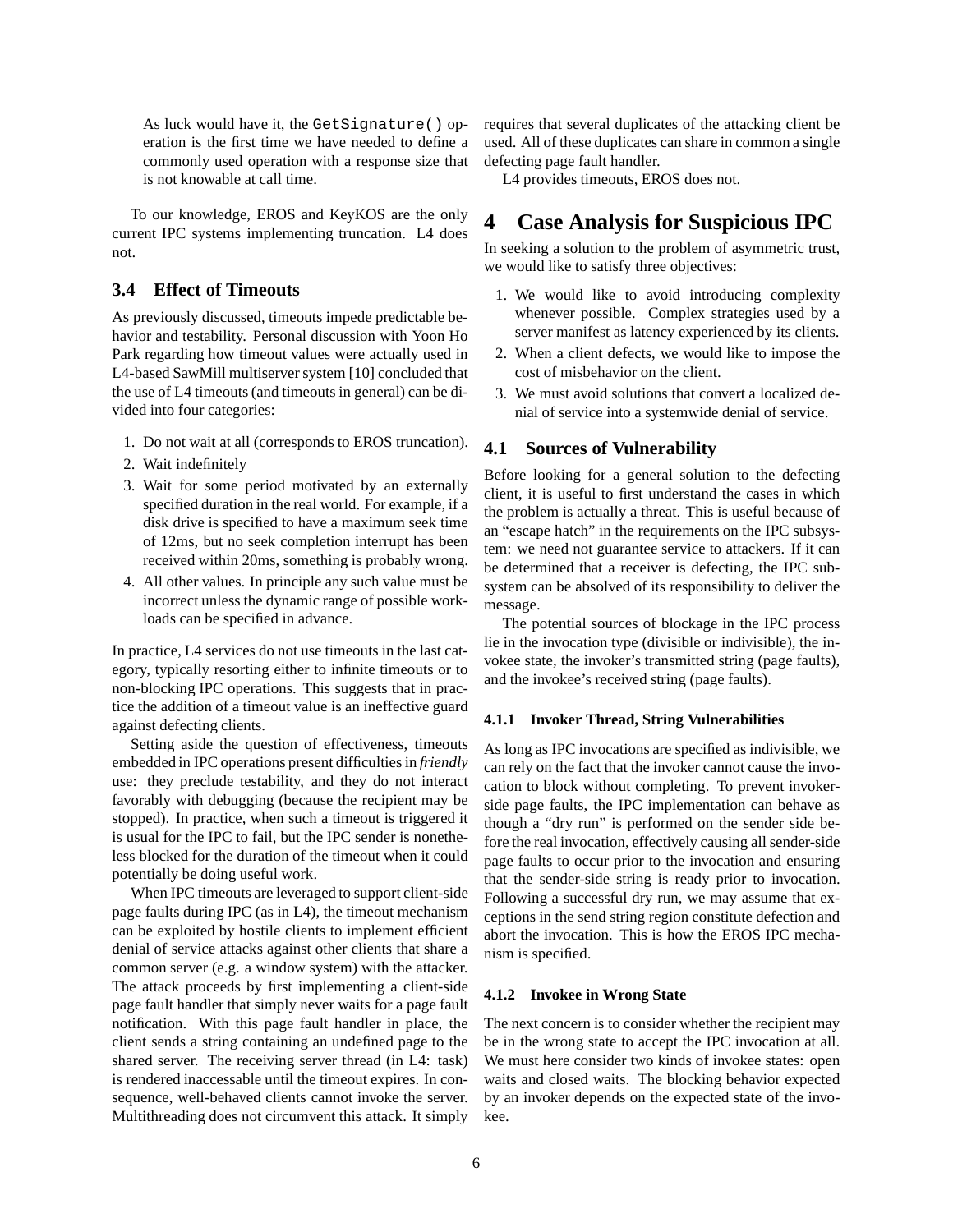> As luck would have it, the `GetSignature()` operation is the first time we have needed to define a commonly used operation with a response size that is not knowable at call time.

To our knowledge, EROS and KeyKOS are the only current IPC systems implementing truncation. L4 does not.

### 3.4 Effect of Timeouts

As previously discussed, timeouts impede predictable behavior and testability. Personal discussion with Yoon Ho Park regarding how timeout values were actually used in L4-based SawMill multiserver system [10] concluded that the use of L4 timeouts (and timeouts in general) can be divided into four categories:

1. Do not wait at all (corresponds to EROS truncation).
2. Wait indefinitely
3. Wait for some period motivated by an externally specified duration in the real world. For example, if a disk drive is specified to have a maximum seek time of 12ms, but no seek completion interrupt has been received within 20ms, something is probably wrong.
4. All other values. In principle any such value must be incorrect unless the dynamic range of possible workloads can be specified in advance.

In practice, L4 services do not use timeouts in the last category, typically resorting either to infinite timeouts or to non-blocking IPC operations. This suggests that in practice the addition of a timeout value is an ineffective guard against defecting clients.

Setting aside the question of effectiveness, timeouts embedded in IPC operations present difficulties in *friendly* use: they preclude testability, and they do not interact favorably with debugging (because the recipient may be stopped). In practice, when such a timeout is triggered it is usual for the IPC to fail, but the IPC sender is nonetheless blocked for the duration of the timeout when it could potentially be doing useful work.

When IPC timeouts are leveraged to support client-side page faults during IPC (as in L4), the timeout mechanism can be exploited by hostile clients to implement efficient denial of service attacks against other clients that share a common server (e.g. a window system) with the attacker. The attack proceeds by first implementing a client-side page fault handler that simply never waits for a page fault notification. With this page fault handler in place, the client sends a string containing an undefined page to the shared server. The receiving server thread (in L4: task) is rendered inaccessable until the timeout expires. In consequence, well-behaved clients cannot invoke the server. Multithreading does not circumvent this attack. It simply requires that several duplicates of the attacking client be used. All of these duplicates can share in common a single defecting page fault handler.

L4 provides timeouts, EROS does not.

## 4 Case Analysis for Suspicious IPC

In seeking a solution to the problem of asymmetric trust, we would like to satisfy three objectives:

1. We would like to avoid introducing complexity whenever possible. Complex strategies used by a server manifest as latency experienced by its clients.
2. When a client defects, we would like to impose the cost of misbehavior on the client.
3. We must avoid solutions that convert a localized denial of service into a systemwide denial of service.

### 4.1 Sources of Vulnerability

Before looking for a general solution to the defecting client, it is useful to first understand the cases in which the problem is actually a threat. This is useful because of an "escape hatch" in the requirements on the IPC subsystem: we need not guarantee service to attackers. If it can be determined that a receiver is defecting, the IPC subsystem can be absolved of its responsibility to deliver the message.

The potential sources of blockage in the IPC process lie in the invocation type (divisible or indivisible), the invokee state, the invoker's transmitted string (page faults), and the invokee's received string (page faults).

#### 4.1.1 Invoker Thread, String Vulnerabilities

As long as IPC invocations are specified as indivisible, we can rely on the fact that the invoker cannot cause the invocation to block without completing. To prevent invoker-side page faults, the IPC implementation can behave as though a "dry run" is performed on the sender side before the real invocation, effectively causing all sender-side page faults to occur prior to the invocation and ensuring that the sender-side string is ready prior to invocation. Following a successful dry run, we may assume that exceptions in the send string region constitute defection and abort the invocation. This is how the EROS IPC mechanism is specified.

#### 4.1.2 Invokee in Wrong State

The next concern is to consider whether the recipient may be in the wrong state to accept the IPC invocation at all. We must here consider two kinds of invokee states: open waits and closed waits. The blocking behavior expected by an invoker depends on the expected state of the invokee.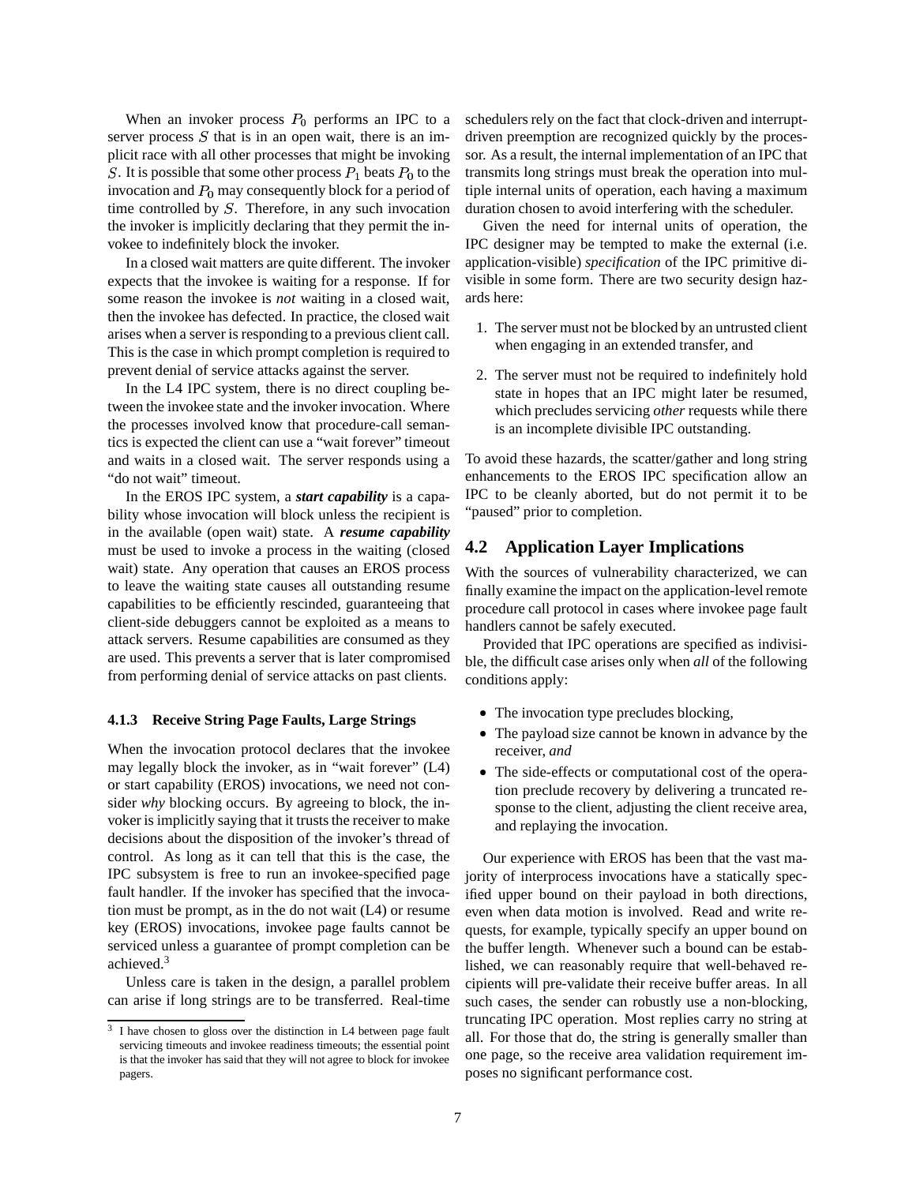When an invoker process $P_0$ performs an IPC to a server process $S$ that is in an open wait, there is an implicit race with all other processes that might be invoking $S$. It is possible that some other process $P_1$ beats $P_0$ to the invocation and $P_0$ may consequently block for a period of time controlled by $S$. Therefore, in any such invocation the invoker is implicitly declaring that they permit the invokee to indefinitely block the invoker.

In a closed wait matters are quite different. The invoker expects that the invokee is waiting for a response. If for some reason the invokee is *not* waiting in a closed wait, then the invokee has defected. In practice, the closed wait arises when a server is responding to a previous client call. This is the case in which prompt completion is required to prevent denial of service attacks against the server.

In the L4 IPC system, there is no direct coupling between the invokee state and the invoker invocation. Where the processes involved know that procedure-call semantics is expected the client can use a "wait forever" timeout and waits in a closed wait. The server responds using a "do not wait" timeout.

In the EROS IPC system, a ***start capability*** is a capability whose invocation will block unless the recipient is in the available (open wait) state. A ***resume capability*** must be used to invoke a process in the waiting (closed wait) state. Any operation that causes an EROS process to leave the waiting state causes all outstanding resume capabilities to be efficiently rescinded, guaranteeing that client-side debuggers cannot be exploited as a means to attack servers. Resume capabilities are consumed as they are used. This prevents a server that is later compromised from performing denial of service attacks on past clients.

#### 4.1.3 Receive String Page Faults, Large Strings

When the invocation protocol declares that the invokee may legally block the invoker, as in "wait forever" (L4) or start capability (EROS) invocations, we need not consider *why* blocking occurs. By agreeing to block, the invoker is implicitly saying that it trusts the receiver to make decisions about the disposition of the invoker's thread of control. As long as it can tell that this is the case, the IPC subsystem is free to run an invokee-specified page fault handler. If the invoker has specified that the invocation must be prompt, as in the do not wait (L4) or resume key (EROS) invocations, invokee page faults cannot be serviced unless a guarantee of prompt completion can be achieved.[3]

Unless care is taken in the design, a parallel problem can arise if long strings are to be transferred. Real-time schedulers rely on the fact that clock-driven and interrupt-driven preemption are recognized quickly by the processor. As a result, the internal implementation of an IPC that transmits long strings must break the operation into multiple internal units of operation, each having a maximum duration chosen to avoid interfering with the scheduler.

Given the need for internal units of operation, the IPC designer may be tempted to make the external (i.e. application-visible) *specification* of the IPC primitive divisible in some form. There are two security design hazards here:

1. The server must not be blocked by an untrusted client when engaging in an extended transfer, and
2. The server must not be required to indefinitely hold state in hopes that an IPC might later be resumed, which precludes servicing *other* requests while there is an incomplete divisible IPC outstanding.

To avoid these hazards, the scatter/gather and long string enhancements to the EROS IPC specification allow an IPC to be cleanly aborted, but do not permit it to be "paused" prior to completion.

### 4.2 Application Layer Implications

With the sources of vulnerability characterized, we can finally examine the impact on the application-level remote procedure call protocol in cases where invokee page fault handlers cannot be safely executed.

Provided that IPC operations are specified as indivisible, the difficult case arises only when *all* of the following conditions apply:

- The invocation type precludes blocking,
- The payload size cannot be known in advance by the receiver, *and*
- The side-effects or computational cost of the operation preclude recovery by delivering a truncated response to the client, adjusting the client receive area, and replaying the invocation.

Our experience with EROS has been that the vast majority of interprocess invocations have a statically specified upper bound on their payload in both directions, even when data motion is involved. Read and write requests, for example, typically specify an upper bound on the buffer length. Whenever such a bound can be established, we can reasonably require that well-behaved recipients will pre-validate their receive buffer areas. In all such cases, the sender can robustly use a non-blocking, truncating IPC operation. Most replies carry no string at all. For those that do, the string is generally smaller than one page, so the receive area validation requirement imposes no significant performance cost.

[3] I have chosen to gloss over the distinction in L4 between page fault servicing timeouts and invokee readiness timeouts; the essential point is that the invoker has said that they will not agree to block for invokee pagers.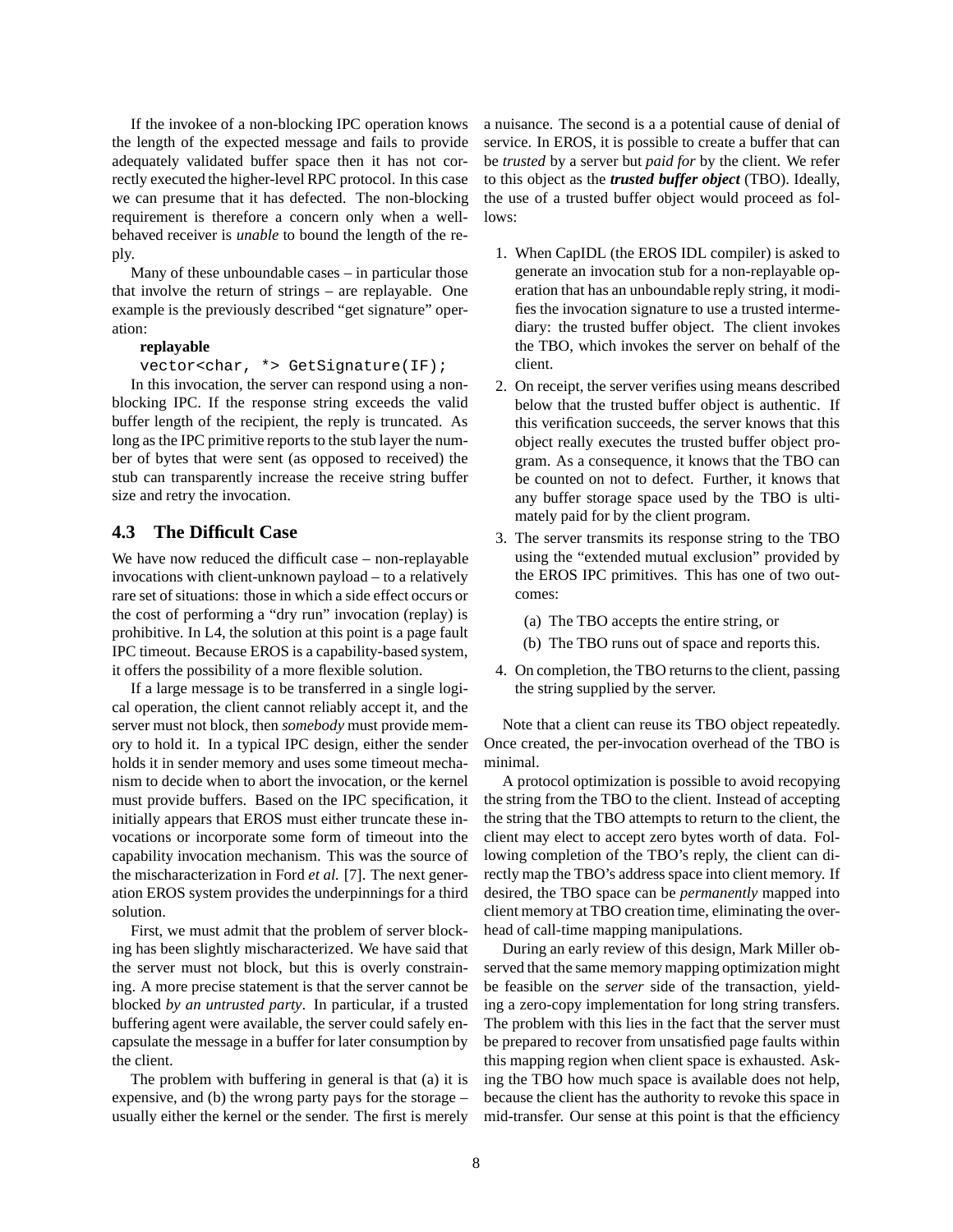If the invokee of a non-blocking IPC operation knows the length of the expected message and fails to provide adequately validated buffer space then it has not correctly executed the higher-level RPC protocol. In this case we can presume that it has defected. The non-blocking requirement is therefore a concern only when a well-behaved receiver is *unable* to bound the length of the reply.

Many of these unboundable cases – in particular those that involve the return of strings – are replayable. One example is the previously described "get signature" operation:

**replayable**

```
vector<char, *> GetSignature(IF);
```

In this invocation, the server can respond using a non-blocking IPC. If the response string exceeds the valid buffer length of the recipient, the reply is truncated. As long as the IPC primitive reports to the stub layer the number of bytes that were sent (as opposed to received) the stub can transparently increase the receive string buffer size and retry the invocation.

## 4.3 The Difficult Case

We have now reduced the difficult case – non-replayable invocations with client-unknown payload – to a relatively rare set of situations: those in which a side effect occurs or the cost of performing a "dry run" invocation (replay) is prohibitive. In L4, the solution at this point is a page fault IPC timeout. Because EROS is a capability-based system, it offers the possibility of a more flexible solution.

If a large message is to be transferred in a single logical operation, the client cannot reliably accept it, and the server must not block, then *somebody* must provide memory to hold it. In a typical IPC design, either the sender holds it in sender memory and uses some timeout mechanism to decide when to abort the invocation, or the kernel must provide buffers. Based on the IPC specification, it initially appears that EROS must either truncate these invocations or incorporate some form of timeout into the capability invocation mechanism. This was the source of the mischaracterization in Ford *et al.* [7]. The next generation EROS system provides the underpinnings for a third solution.

First, we must admit that the problem of server blocking has been slightly mischaracterized. We have said that the server must not block, but this is overly constraining. A more precise statement is that the server cannot be blocked *by an untrusted party*. In particular, if a trusted buffering agent were available, the server could safely encapsulate the message in a buffer for later consumption by the client.

The problem with buffering in general is that (a) it is expensive, and (b) the wrong party pays for the storage – usually either the kernel or the sender. The first is merely a nuisance. The second is a a potential cause of denial of service. In EROS, it is possible to create a buffer that can be *trusted* by a server but *paid for* by the client. We refer to this object as the ***trusted buffer object*** (TBO). Ideally, the use of a trusted buffer object would proceed as follows:

1. When CapIDL (the EROS IDL compiler) is asked to generate an invocation stub for a non-replayable operation that has an unboundable reply string, it modifies the invocation signature to use a trusted intermediary: the trusted buffer object. The client invokes the TBO, which invokes the server on behalf of the client.
2. On receipt, the server verifies using means described below that the trusted buffer object is authentic. If this verification succeeds, the server knows that this object really executes the trusted buffer object program. As a consequence, it knows that the TBO can be counted on not to defect. Further, it knows that any buffer storage space used by the TBO is ultimately paid for by the client program.
3. The server transmits its response string to the TBO using the "extended mutual exclusion" provided by the EROS IPC primitives. This has one of two outcomes:
   (a) The TBO accepts the entire string, or
   (b) The TBO runs out of space and reports this.
4. On completion, the TBO returns to the client, passing the string supplied by the server.

Note that a client can reuse its TBO object repeatedly. Once created, the per-invocation overhead of the TBO is minimal.

A protocol optimization is possible to avoid recopying the string from the TBO to the client. Instead of accepting the string that the TBO attempts to return to the client, the client may elect to accept zero bytes worth of data. Following completion of the TBO's reply, the client can directly map the TBO's address space into client memory. If desired, the TBO space can be *permanently* mapped into client memory at TBO creation time, eliminating the overhead of call-time mapping manipulations.

During an early review of this design, Mark Miller observed that the same memory mapping optimization might be feasible on the *server* side of the transaction, yielding a zero-copy implementation for long string transfers. The problem with this lies in the fact that the server must be prepared to recover from unsatisfied page faults within this mapping region when client space is exhausted. Asking the TBO how much space is available does not help, because the client has the authority to revoke this space in mid-transfer. Our sense at this point is that the efficiency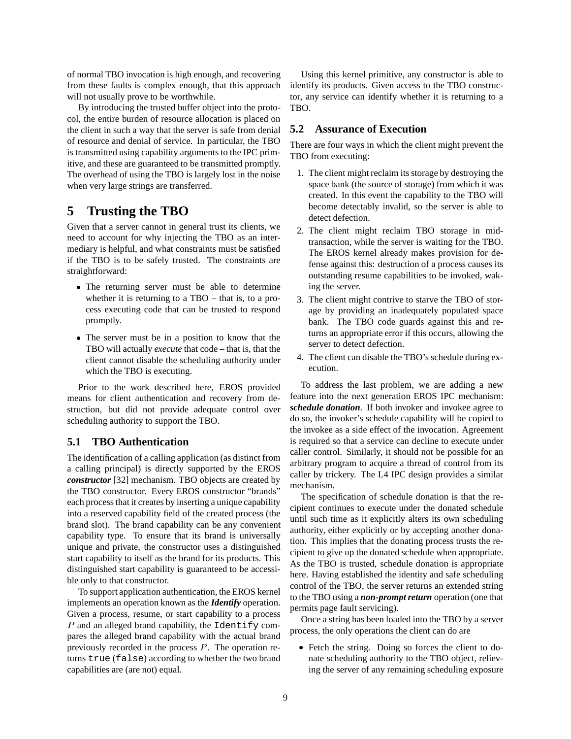of normal TBO invocation is high enough, and recovering from these faults is complex enough, that this approach will not usually prove to be worthwhile.

By introducing the trusted buffer object into the protocol, the entire burden of resource allocation is placed on the client in such a way that the server is safe from denial of resource and denial of service. In particular, the TBO is transmitted using capability arguments to the IPC primitive, and these are guaranteed to be transmitted promptly. The overhead of using the TBO is largely lost in the noise when very large strings are transferred.

# 5 Trusting the TBO

Given that a server cannot in general trust its clients, we need to account for why injecting the TBO as an intermediary is helpful, and what constraints must be satisfied if the TBO is to be safely trusted. The constraints are straightforward:

- The returning server must be able to determine whether it is returning to a TBO – that is, to a process executing code that can be trusted to respond promptly.
- The server must be in a position to know that the TBO will actually *execute* that code – that is, that the client cannot disable the scheduling authority under which the TBO is executing.

Prior to the work described here, EROS provided means for client authentication and recovery from destruction, but did not provide adequate control over scheduling authority to support the TBO.

## 5.1 TBO Authentication

The identification of a calling application (as distinct from a calling principal) is directly supported by the EROS ***constructor*** [32] mechanism. TBO objects are created by the TBO constructor. Every EROS constructor "brands" each process that it creates by inserting a unique capability into a reserved capability field of the created process (the brand slot). The brand capability can be any convenient capability type. To ensure that its brand is universally unique and private, the constructor uses a distinguished start capability to itself as the brand for its products. This distinguished start capability is guaranteed to be accessible only to that constructor.

To support application authentication, the EROS kernel implements an operation known as the ***Identify*** operation. Given a process, resume, or start capability to a process $P$ and an alleged brand capability, the `Identify` compares the alleged brand capability with the actual brand previously recorded in the process $P$. The operation returns `true` (`false`) according to whether the two brand capabilities are (are not) equal.

Using this kernel primitive, any constructor is able to identify its products. Given access to the TBO constructor, any service can identify whether it is returning to a TBO.

## 5.2 Assurance of Execution

There are four ways in which the client might prevent the TBO from executing:

1. The client might reclaim its storage by destroying the space bank (the source of storage) from which it was created. In this event the capability to the TBO will become detectably invalid, so the server is able to detect defection.
2. The client might reclaim TBO storage in mid-transaction, while the server is waiting for the TBO. The EROS kernel already makes provision for defense against this: destruction of a process causes its outstanding resume capabilities to be invoked, waking the server.
3. The client might contrive to starve the TBO of storage by providing an inadequately populated space bank. The TBO code guards against this and returns an appropriate error if this occurs, allowing the server to detect defection.
4. The client can disable the TBO's schedule during execution.

To address the last problem, we are adding a new feature into the next generation EROS IPC mechanism: ***schedule donation***. If both invoker and invokee agree to do so, the invoker's schedule capability will be copied to the invokee as a side effect of the invocation. Agreement is required so that a service can decline to execute under caller control. Similarly, it should not be possible for an arbitrary program to acquire a thread of control from its caller by trickery. The L4 IPC design provides a similar mechanism.

The specification of schedule donation is that the recipient continues to execute under the donated schedule until such time as it explicitly alters its own scheduling authority, either explicitly or by accepting another donation. This implies that the donating process trusts the recipient to give up the donated schedule when appropriate. As the TBO is trusted, schedule donation is appropriate here. Having established the identity and safe scheduling control of the TBO, the server returns an extended string to the TBO using a ***non-prompt return*** operation (one that permits page fault servicing).

Once a string has been loaded into the TBO by a server process, the only operations the client can do are

- Fetch the string. Doing so forces the client to donate scheduling authority to the TBO object, relieving the server of any remaining scheduling exposure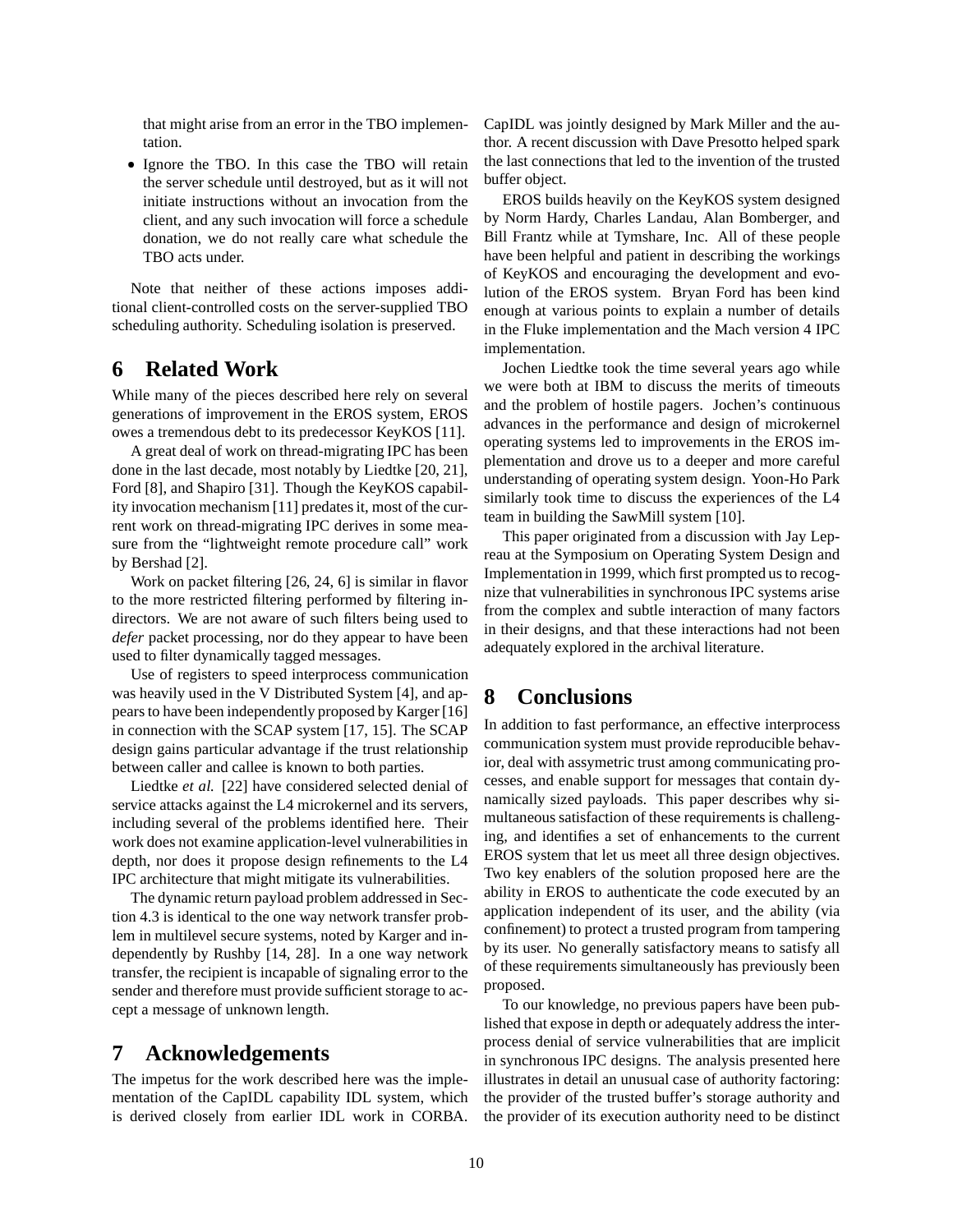that might arise from an error in the TBO implementation.

- Ignore the TBO. In this case the TBO will retain the server schedule until destroyed, but as it will not initiate instructions without an invocation from the client, and any such invocation will force a schedule donation, we do not really care what schedule the TBO acts under.

Note that neither of these actions imposes additional client-controlled costs on the server-supplied TBO scheduling authority. Scheduling isolation is preserved.

# 6 Related Work

While many of the pieces described here rely on several generations of improvement in the EROS system, EROS owes a tremendous debt to its predecessor KeyKOS [11].

A great deal of work on thread-migrating IPC has been done in the last decade, most notably by Liedtke [20, 21], Ford [8], and Shapiro [31]. Though the KeyKOS capability invocation mechanism [11] predates it, most of the current work on thread-migrating IPC derives in some measure from the "lightweight remote procedure call" work by Bershad [2].

Work on packet filtering [26, 24, 6] is similar in flavor to the more restricted filtering performed by filtering indirectors. We are not aware of such filters being used to *defer* packet processing, nor do they appear to have been used to filter dynamically tagged messages.

Use of registers to speed interprocess communication was heavily used in the V Distributed System [4], and appears to have been independently proposed by Karger [16] in connection with the SCAP system [17, 15]. The SCAP design gains particular advantage if the trust relationship between caller and callee is known to both parties.

Liedtke *et al.* [22] have considered selected denial of service attacks against the L4 microkernel and its servers, including several of the problems identified here. Their work does not examine application-level vulnerabilities in depth, nor does it propose design refinements to the L4 IPC architecture that might mitigate its vulnerabilities.

The dynamic return payload problem addressed in Section 4.3 is identical to the one way network transfer problem in multilevel secure systems, noted by Karger and independently by Rushby [14, 28]. In a one way network transfer, the recipient is incapable of signaling error to the sender and therefore must provide sufficient storage to accept a message of unknown length.

# 7 Acknowledgements

The impetus for the work described here was the implementation of the CapIDL capability IDL system, which is derived closely from earlier IDL work in CORBA. CapIDL was jointly designed by Mark Miller and the author. A recent discussion with Dave Presotto helped spark the last connections that led to the invention of the trusted buffer object.

EROS builds heavily on the KeyKOS system designed by Norm Hardy, Charles Landau, Alan Bomberger, and Bill Frantz while at Tymshare, Inc. All of these people have been helpful and patient in describing the workings of KeyKOS and encouraging the development and evolution of the EROS system. Bryan Ford has been kind enough at various points to explain a number of details in the Fluke implementation and the Mach version 4 IPC implementation.

Jochen Liedtke took the time several years ago while we were both at IBM to discuss the merits of timeouts and the problem of hostile pagers. Jochen's continuous advances in the performance and design of microkernel operating systems led to improvements in the EROS implementation and drove us to a deeper and more careful understanding of operating system design. Yoon-Ho Park similarly took time to discuss the experiences of the L4 team in building the SawMill system [10].

This paper originated from a discussion with Jay Lepreau at the Symposium on Operating System Design and Implementation in 1999, which first prompted us to recognize that vulnerabilities in synchronous IPC systems arise from the complex and subtle interaction of many factors in their designs, and that these interactions had not been adequately explored in the archival literature.

# 8 Conclusions

In addition to fast performance, an effective interprocess communication system must provide reproducible behavior, deal with assymetric trust among communicating processes, and enable support for messages that contain dynamically sized payloads. This paper describes why simultaneous satisfaction of these requirements is challenging, and identifies a set of enhancements to the current EROS system that let us meet all three design objectives. Two key enablers of the solution proposed here are the ability in EROS to authenticate the code executed by an application independent of its user, and the ability (via confinement) to protect a trusted program from tampering by its user. No generally satisfactory means to satisfy all of these requirements simultaneously has previously been proposed.

To our knowledge, no previous papers have been published that expose in depth or adequately address the interprocess denial of service vulnerabilities that are implicit in synchronous IPC designs. The analysis presented here illustrates in detail an unusual case of authority factoring: the provider of the trusted buffer's storage authority and the provider of its execution authority need to be distinct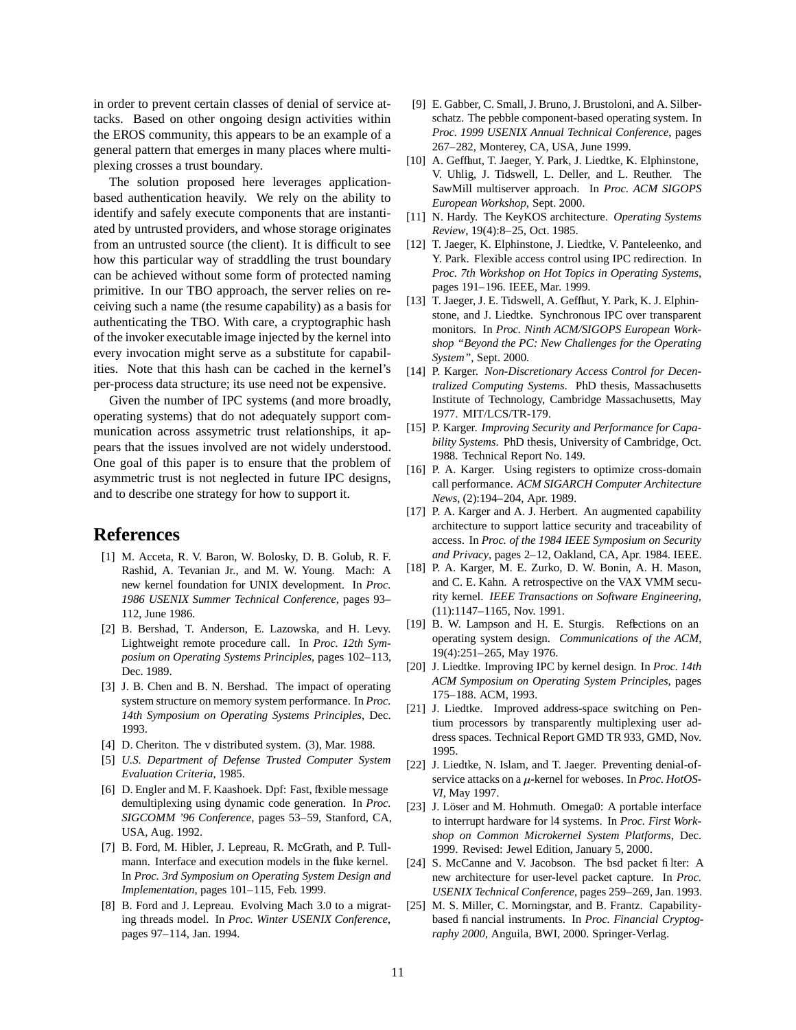in order to prevent certain classes of denial of service attacks. Based on other ongoing design activities within the EROS community, this appears to be an example of a general pattern that emerges in many places where multiplexing crosses a trust boundary.

The solution proposed here leverages application-based authentication heavily. We rely on the ability to identify and safely execute components that are instantiated by untrusted providers, and whose storage originates from an untrusted source (the client). It is difficult to see how this particular way of straddling the trust boundary can be achieved without some form of protected naming primitive. In our TBO approach, the server relies on receiving such a name (the resume capability) as a basis for authenticating the TBO. With care, a cryptographic hash of the invoker executable image injected by the kernel into every invocation might serve as a substitute for capabilities. Note that this hash can be cached in the kernel's per-process data structure; its use need not be expensive.

Given the number of IPC systems (and more broadly, operating systems) that do not adequately support communication across assymetric trust relationships, it appears that the issues involved are not widely understood. One goal of this paper is to ensure that the problem of asymmetric trust is not neglected in future IPC designs, and to describe one strategy for how to support it.

# References

[1] M. Acceta, R. V. Baron, W. Bolosky, D. B. Golub, R. F. Rashid, A. Tevanian Jr., and M. W. Young. Mach: A new kernel foundation for UNIX development. In *Proc. 1986 USENIX Summer Technical Conference*, pages 93–112, June 1986.

[2] B. Bershad, T. Anderson, E. Lazowska, and H. Levy. Lightweight remote procedure call. In *Proc. 12th Symposium on Operating Systems Principles*, pages 102–113, Dec. 1989.

[3] J. B. Chen and B. N. Bershad. The impact of operating system structure on memory system performance. In *Proc. 14th Symposium on Operating Systems Principles*, Dec. 1993.

[4] D. Cheriton. The v distributed system. (3), Mar. 1988.

[5] *U.S. Department of Defense Trusted Computer System Evaluation Criteria*, 1985.

[6] D. Engler and M. F. Kaashoek. Dpf: Fast, flexible message demultiplexing using dynamic code generation. In *Proc. SIGCOMM '96 Conference*, pages 53–59, Stanford, CA, USA, Aug. 1992.

[7] B. Ford, M. Hibler, J. Lepreau, R. McGrath, and P. Tullmann. Interface and execution models in the fluke kernel. In *Proc. 3rd Symposium on Operating System Design and Implementation*, pages 101–115, Feb. 1999.

[8] B. Ford and J. Lepreau. Evolving Mach 3.0 to a migrating threads model. In *Proc. Winter USENIX Conference*, pages 97–114, Jan. 1994.

[9] E. Gabber, C. Small, J. Bruno, J. Brustoloni, and A. Silberschatz. The pebble component-based operating system. In *Proc. 1999 USENIX Annual Technical Conference*, pages 267–282, Monterey, CA, USA, June 1999.

[10] A. Gefflaut, T. Jaeger, Y. Park, J. Liedtke, K. Elphinstone, V. Uhlig, J. Tidswell, L. Deller, and L. Reuther. The SawMill multiserver approach. In *Proc. ACM SIGOPS European Workshop*, Sept. 2000.

[11] N. Hardy. The KeyKOS architecture. *Operating Systems Review*, 19(4):8–25, Oct. 1985.

[12] T. Jaeger, K. Elphinstone, J. Liedtke, V. Panteleenko, and Y. Park. Flexible access control using IPC redirection. In *Proc. 7th Workshop on Hot Topics in Operating Systems*, pages 191–196. IEEE, Mar. 1999.

[13] T. Jaeger, J. E. Tidswell, A. Gefflaut, Y. Park, K. J. Elphinstone, and J. Liedtke. Synchronous IPC over transparent monitors. In *Proc. Ninth ACM/SIGOPS European Workshop "Beyond the PC: New Challenges for the Operating System"*, Sept. 2000.

[14] P. Karger. *Non-Discretionary Access Control for Decentralized Computing Systems*. PhD thesis, Massachusetts Institute of Technology, Cambridge Massachusetts, May 1977. MIT/LCS/TR-179.

[15] P. Karger. *Improving Security and Performance for Capability Systems*. PhD thesis, University of Cambridge, Oct. 1988. Technical Report No. 149.

[16] P. A. Karger. Using registers to optimize cross-domain call performance. *ACM SIGARCH Computer Architecture News*, (2):194–204, Apr. 1989.

[17] P. A. Karger and A. J. Herbert. An augmented capability architecture to support lattice security and traceability of access. In *Proc. of the 1984 IEEE Symposium on Security and Privacy*, pages 2–12, Oakland, CA, Apr. 1984. IEEE.

[18] P. A. Karger, M. E. Zurko, D. W. Bonin, A. H. Mason, and C. E. Kahn. A retrospective on the VAX VMM security kernel. *IEEE Transactions on Software Engineering*, (11):1147–1165, Nov. 1991.

[19] B. W. Lampson and H. E. Sturgis. Reflections on an operating system design. *Communications of the ACM*, 19(4):251–265, May 1976.

[20] J. Liedtke. Improving IPC by kernel design. In *Proc. 14th ACM Symposium on Operating System Principles*, pages 175–188. ACM, 1993.

[21] J. Liedtke. Improved address-space switching on Pentium processors by transparently multiplexing user address spaces. Technical Report GMD TR 933, GMD, Nov. 1995.

[22] J. Liedtke, N. Islam, and T. Jaeger. Preventing denial-of-service attacks on a $\mu$-kernel for weboses. In *Proc. HotOS-VI*, May 1997.

[23] J. Löser and M. Hohmuth. Omega0: A portable interface to interrupt hardware for l4 systems. In *Proc. First Workshop on Common Microkernel System Platforms*, Dec. 1999. Revised: Jewel Edition, January 5, 2000.

[24] S. McCanne and V. Jacobson. The bsd packet filter: A new architecture for user-level packet capture. In *Proc. USENIX Technical Conference*, pages 259–269, Jan. 1993.

[25] M. S. Miller, C. Morningstar, and B. Frantz. Capability-based financial instruments. In *Proc. Financial Cryptography 2000*, Anguila, BWI, 2000. Springer-Verlag.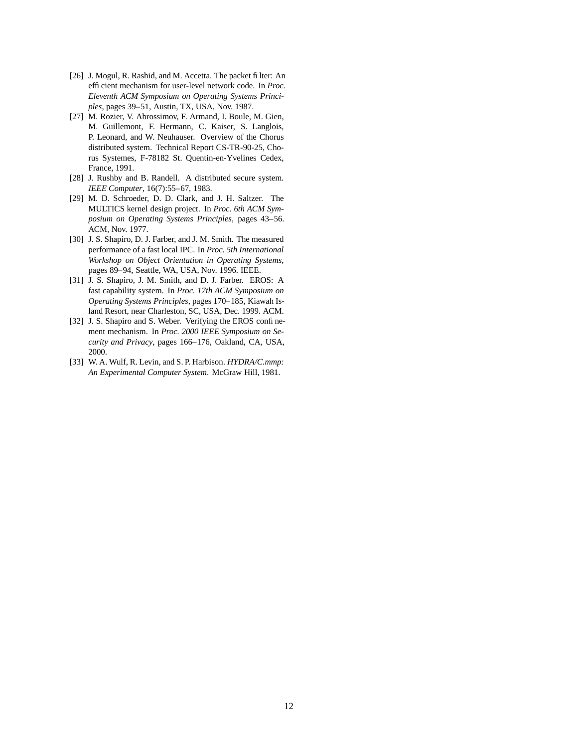[26] J. Mogul, R. Rashid, and M. Accetta. The packet filter: An efficient mechanism for user-level network code. In *Proc. Eleventh ACM Symposium on Operating Systems Principles*, pages 39–51, Austin, TX, USA, Nov. 1987.

[27] M. Rozier, V. Abrossimov, F. Armand, I. Boule, M. Gien, M. Guillemont, F. Hermann, C. Kaiser, S. Langlois, P. Leonard, and W. Neuhauser. Overview of the Chorus distributed system. Technical Report CS-TR-90-25, Chorus Systemes, F-78182 St. Quentin-en-Yvelines Cedex, France, 1991.

[28] J. Rushby and B. Randell. A distributed secure system. *IEEE Computer*, 16(7):55–67, 1983.

[29] M. D. Schroeder, D. D. Clark, and J. H. Saltzer. The MULTICS kernel design project. In *Proc. 6th ACM Symposium on Operating Systems Principles*, pages 43–56. ACM, Nov. 1977.

[30] J. S. Shapiro, D. J. Farber, and J. M. Smith. The measured performance of a fast local IPC. In *Proc. 5th International Workshop on Object Orientation in Operating Systems*, pages 89–94, Seattle, WA, USA, Nov. 1996. IEEE.

[31] J. S. Shapiro, J. M. Smith, and D. J. Farber. EROS: A fast capability system. In *Proc. 17th ACM Symposium on Operating Systems Principles*, pages 170–185, Kiawah Island Resort, near Charleston, SC, USA, Dec. 1999. ACM.

[32] J. S. Shapiro and S. Weber. Verifying the EROS confinement mechanism. In *Proc. 2000 IEEE Symposium on Security and Privacy*, pages 166–176, Oakland, CA, USA, 2000.

[33] W. A. Wulf, R. Levin, and S. P. Harbison. *HYDRA/C.mmp: An Experimental Computer System*. McGraw Hill, 1981.